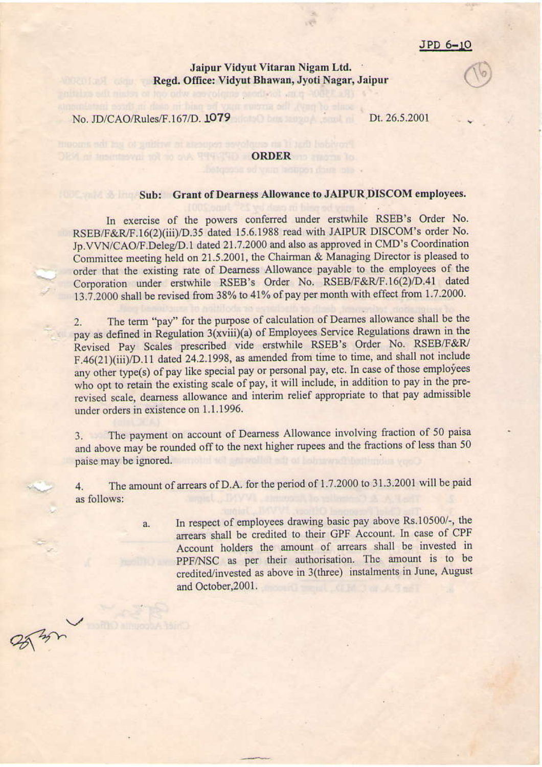JPD 6-10

**Jaipur Vidyut Vitaran Nigam Ltd.**
**Regd. Office: Vidyut Bhawan, Jyoti Nagar, Jaipur**

No. JD/CAO/Rules/F.167/D. 1079 Dt. 26.5.2001

## ORDER

**Sub: Grant of Dearness Allowance to JAIPUR DISCOM employees.**

In exercise of the powers conferred under erstwhile RSEB's Order No. RSEB/F&R/F.16(2)(iii)/D.35 dated 15.6.1988 read with JAIPUR DISCOM's order No. Jp.VVN/CAO/F.Deleg/D.1 dated 21.7.2000 and also as approved in CMD's Coordination Committee meeting held on 21.5.2001, the Chairman & Managing Director is pleased to order that the existing rate of Dearness Allowance payable to the employees of the Corporation under erstwhile RSEB's Order No. RSEB/F&R/F.16(2)/D.41 dated 13.7.2000 shall be revised from 38% to 41% of pay per month with effect from 1.7.2000.

2. The term "pay" for the purpose of calculation of Dearnes allowance shall be the pay as defined in Regulation 3(xviii)(a) of Employees Service Regulations drawn in the Revised Pay Scales prescribed vide erstwhile RSEB's Order No. RSEB/F&R/ F.46(21)(iii)/D.11 dated 24.2.1998, as amended from time to time, and shall not include any other type(s) of pay like special pay or personal pay, etc. In case of those employees who opt to retain the existing scale of pay, it will include, in addition to pay in the pre-revised scale, dearness allowance and interim relief appropriate to that pay admissible under orders in existence on 1.1.1996.

3. The payment on account of Dearness Allowance involving fraction of 50 paisa and above may be rounded off to the next higher rupees and the fractions of less than 50 paise may be ignored.

4. The amount of arrears of D.A. for the period of 1.7.2000 to 31.3.2001 will be paid as follows:

   a. In respect of employees drawing basic pay above Rs.10500/-, the arrears shall be credited to their GPF Account. In case of CPF Account holders the amount of arrears shall be invested in PPF/NSC as per their authorisation. The amount is to be credited/invested as above in 3(three) instalments in June, August and October,2001.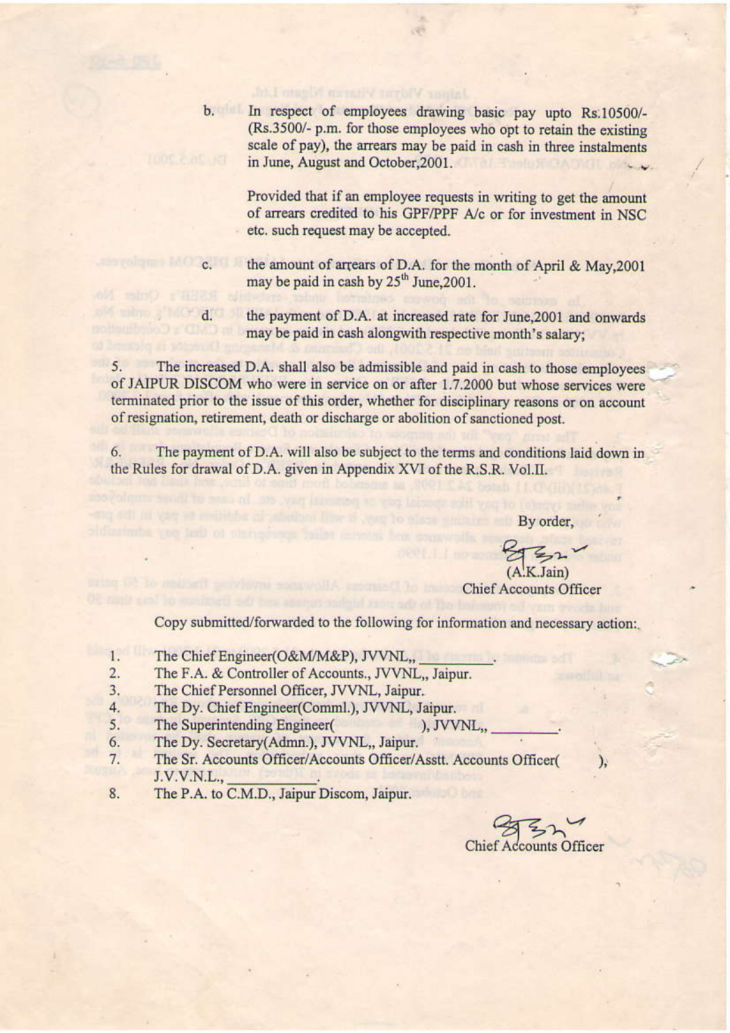b. In respect of employees drawing basic pay upto Rs.10500/- (Rs.3500/- p.m. for those employees who opt to retain the existing scale of pay), the arrears may be paid in cash in three instalments in June, August and October,2001.

Provided that if an employee requests in writing to get the amount of arrears credited to his GPF/PPF A/c or for investment in NSC etc. such request may be accepted.

c. the amount of arrears of D.A. for the month of April & May,2001 may be paid in cash by 25th June,2001.

d. the payment of D.A. at increased rate for June,2001 and onwards may be paid in cash alongwith respective month's salary;

5. The increased D.A. shall also be admissible and paid in cash to those employees of JAIPUR DISCOM who were in service on or after 1.7.2000 but whose services were terminated prior to the issue of this order, whether for disciplinary reasons or on account of resignation, retirement, death or discharge or abolition of sanctioned post.

6. The payment of D.A. will also be subject to the terms and conditions laid down in the Rules for drawal of D.A. given in Appendix XVI of the R.S.R. Vol.II.

By order,

(A.K.Jain)
Chief Accounts Officer

Copy submitted/forwarded to the following for information and necessary action:

1. The Chief Engineer(O&M/M&P), JVVNL,, \_\_\_\_\_\_\_\_.
2. The F.A. & Controller of Accounts., JVVNL,, Jaipur.
3. The Chief Personnel Officer, JVVNL, Jaipur.
4. The Dy. Chief Engineer(Comml.), JVVNL, Jaipur.
5. The Superintending Engineer(        ), JVVNL,, \_\_\_\_\_\_\_\_.
6. The Dy. Secretary(Admn.), JVVNL,, Jaipur.
7. The Sr. Accounts Officer/Accounts Officer/Asstt. Accounts Officer(        ), J.V.V.N.L., \_\_\_\_\_\_\_\_.
8. The P.A. to C.M.D., Jaipur Discom, Jaipur.

Chief Accounts Officer